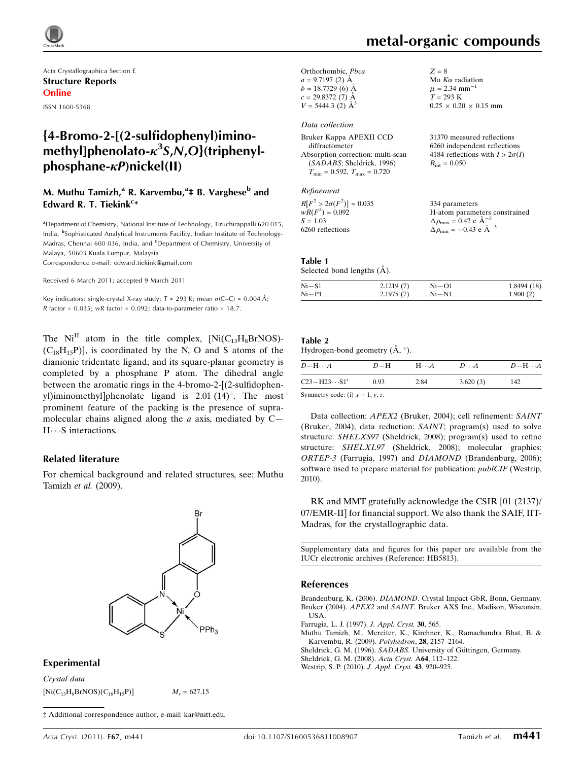Acta Crystallographica Section E

**Structure Reports Online**

ISSN 1600-5368

# {4-Bromo-2-[(2-sulfidophenyl)iminomethyl]phenolato-$\kappa^3S,N,O$}(triphenylphosphane-$\kappa P$)nickel(II)

**M. Muthu Tamizh,[a] R. Karvembu,[a]‡ B. Varghese[b] and Edward R. T. Tiekink[c]***

[a]Department of Chemistry, National Institute of Technology, Tiruchirappalli 620 015, India, [b]Sophisticated Analytical Instruments Facility, Indian Institute of Technology-Madras, Chennai 600 036, India, and [c]Department of Chemistry, University of Malaya, 50603 Kuala Lumpur, Malaysia

Correspondence e-mail: edward.tiekink@gmail.com

Received 6 March 2011; accepted 9 March 2011

Key indicators: single-crystal X-ray study; $T$ = 293 K; mean $\sigma$(C–C) = 0.004 Å; $R$ factor = 0.035; $wR$ factor = 0.092; data-to-parameter ratio = 18.7.

The $Ni^{II}$ atom in the title complex, $[Ni(C_{13}H_8BrNOS)(C_{18}H_{15}P)]$, is coordinated by the N, O and S atoms of the dianionic tridentate ligand, and its square-planar geometry is completed by a phosphane P atom. The dihedral angle between the aromatic rings in the 4-bromo-2-[(2-sulfidophenyl)iminomethyl]phenolate ligand is 2.01 (14)°. The most prominent feature of the packing is the presence of supramolecular chains aligned along the $a$ axis, mediated by C—H⋯S interactions.

## Related literature

For chemical background and related structures, see: Muthu Tamizh *et al.* (2009).

## Experimental

*Crystal data*

$[Ni(C_{13}H_8BrNOS)(C_{18}H_{15}P)]$

$M_r$ = 627.15

Orthorhombic, *Pbca*

$a$ = 9.7197 (2) Å

$b$ = 18.7729 (6) Å

$c$ = 29.8372 (7) Å

$V$ = 5444.3 (2) Å$^3$

$Z$ = 8

Mo $K\alpha$ radiation

$\mu$ = 2.34 mm$^{-1}$

$T$ = 293 K

0.25 × 0.20 × 0.15 mm

*Data collection*

Bruker Kappa APEXII CCD diffractometer

Absorption correction: multi-scan (*SADABS*; Sheldrick, 1996)
$T_{min}$ = 0.592, $T_{max}$ = 0.720

31370 measured reflections

6260 independent reflections

4184 reflections with $I > 2\sigma(I)$

$R_{int}$ = 0.050

*Refinement*

$R[F^2 > 2\sigma(F^2)]$ = 0.035

$wR(F^2)$ = 0.092

$S$ = 1.03

6260 reflections

334 parameters

H-atom parameters constrained

$\Delta\rho_{max}$ = 0.42 e Å$^{-3}$

$\Delta\rho_{min}$ = −0.43 e Å$^{-3}$

**Table 1**
Selected bond lengths (Å).

| | | | |
|---|---|---|---|
| Ni—S1 | 2.1219 (7) | Ni—O1 | 1.8494 (18) |
| Ni—P1 | 2.1975 (7) | Ni—N1 | 1.900 (2) |

**Table 2**
Hydrogen-bond geometry (Å, °).

| $D$—H⋯$A$ | $D$—H | H⋯$A$ | $D$⋯$A$ | $D$—H⋯$A$ |
|---|---|---|---|---|
| C23—H23⋯S1[i] | 0.93 | 2.84 | 3.620 (3) | 142 |

Symmetry code: (i) $x + 1, y, z$.

Data collection: *APEX2* (Bruker, 2004); cell refinement: *SAINT* (Bruker, 2004); data reduction: *SAINT*; program(s) used to solve structure: *SHELXS97* (Sheldrick, 2008); program(s) used to refine structure: *SHELXL97* (Sheldrick, 2008); molecular graphics: *ORTEP-3* (Farrugia, 1997) and *DIAMOND* (Brandenburg, 2006); software used to prepare material for publication: *publCIF* (Westrip, 2010).

RK and MMT gratefully acknowledge the CSIR [01 (2137)/07/EMR-II] for financial support. We also thank the SAIF, IIT-Madras, for the crystallographic data.

Supplementary data and figures for this paper are available from the IUCr electronic archives (Reference: HB5813).

## References

Brandenburg, K. (2006). *DIAMOND*. Crystal Impact GbR, Bonn, Germany.

Bruker (2004). *APEX2* and *SAINT*. Bruker AXS Inc., Madison, Wisconsin, USA.

Farrugia, L. J. (1997). *J. Appl. Cryst.* **30**, 565.

Muthu Tamizh, M., Mereiter, K., Kirchner, K., Ramachandra Bhat, B. & Karvembu, R. (2009). *Polyhedron*, **28**, 2157–2164.

Sheldrick, G. M. (1996). *SADABS*. University of Göttingen, Germany.

Sheldrick, G. M. (2008). *Acta Cryst.* A**64**, 112–122.

Westrip, S. P. (2010). *J. Appl. Cryst.* **43**, 920–925.

‡ Additional correspondence author, e-mail: kar@nitt.edu.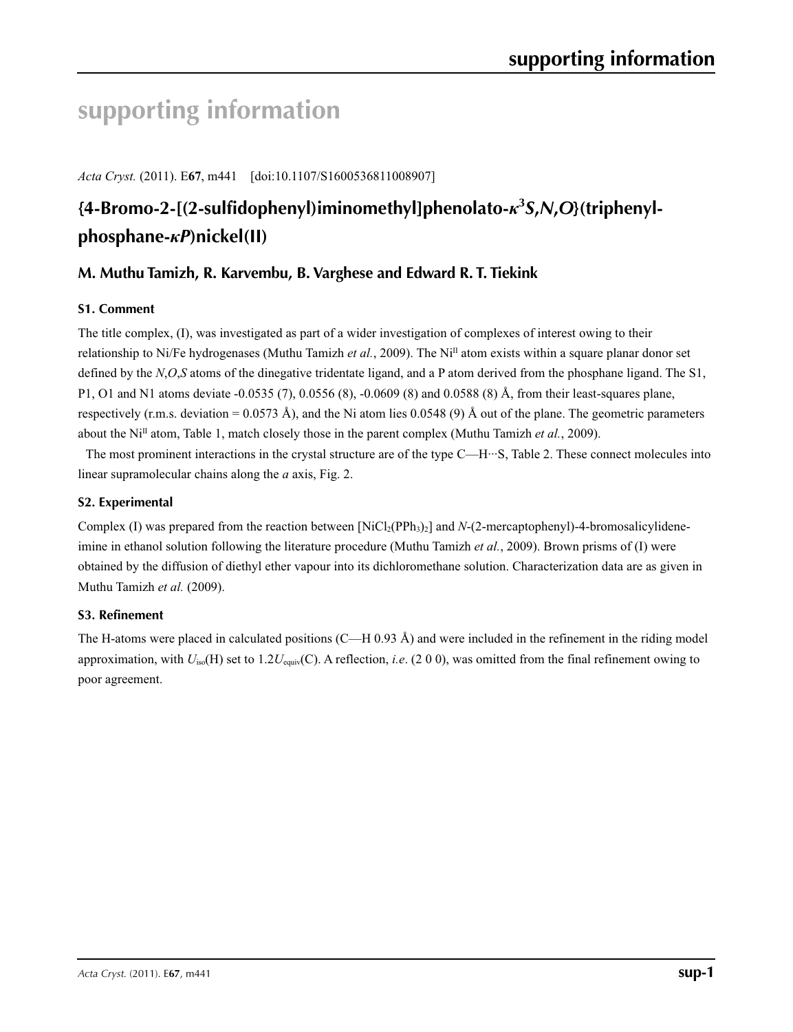# supporting information

*Acta Cryst.* (2011). E**67**, m441 [doi:10.1107/S1600536811008907]

## {4-Bromo-2-[(2-sulfidophenyl)iminomethyl]phenolato-$\kappa^3$*S*,*N*,*O*}(triphenylphosphane-$\kappa$*P*)nickel(II)

### M. Muthu Tamizh, R. Karvembu, B. Varghese and Edward R. T. Tiekink

### S1. Comment

The title complex, (I), was investigated as part of a wider investigation of complexes of interest owing to their relationship to Ni/Fe hydrogenases (Muthu Tamizh *et al.*, 2009). The $Ni^{II}$ atom exists within a square planar donor set defined by the *N*,*O*,*S* atoms of the dinegative tridentate ligand, and a P atom derived from the phosphane ligand. The S1, P1, O1 and N1 atoms deviate -0.0535 (7), 0.0556 (8), -0.0609 (8) and 0.0588 (8) Å, from their least-squares plane, respectively (r.m.s. deviation = 0.0573 Å), and the Ni atom lies 0.0548 (9) Å out of the plane. The geometric parameters about the $Ni^{II}$ atom, Table 1, match closely those in the parent complex (Muthu Tamizh *et al.*, 2009).

The most prominent interactions in the crystal structure are of the type C—H···S, Table 2. These connect molecules into linear supramolecular chains along the *a* axis, Fig. 2.

### S2. Experimental

Complex (I) was prepared from the reaction between $[NiCl_2(PPh_3)_2]$ and *N*-(2-mercaptophenyl)-4-bromosalicylideneimine in ethanol solution following the literature procedure (Muthu Tamizh *et al.*, 2009). Brown prisms of (I) were obtained by the diffusion of diethyl ether vapour into its dichloromethane solution. Characterization data are as given in Muthu Tamizh *et al.* (2009).

### S3. Refinement

The H-atoms were placed in calculated positions (C—H 0.93 Å) and were included in the refinement in the riding model approximation, with $U_{iso}$(H) set to $1.2U_{equiv}$(C). A reflection, *i.e*. (2 0 0), was omitted from the final refinement owing to poor agreement.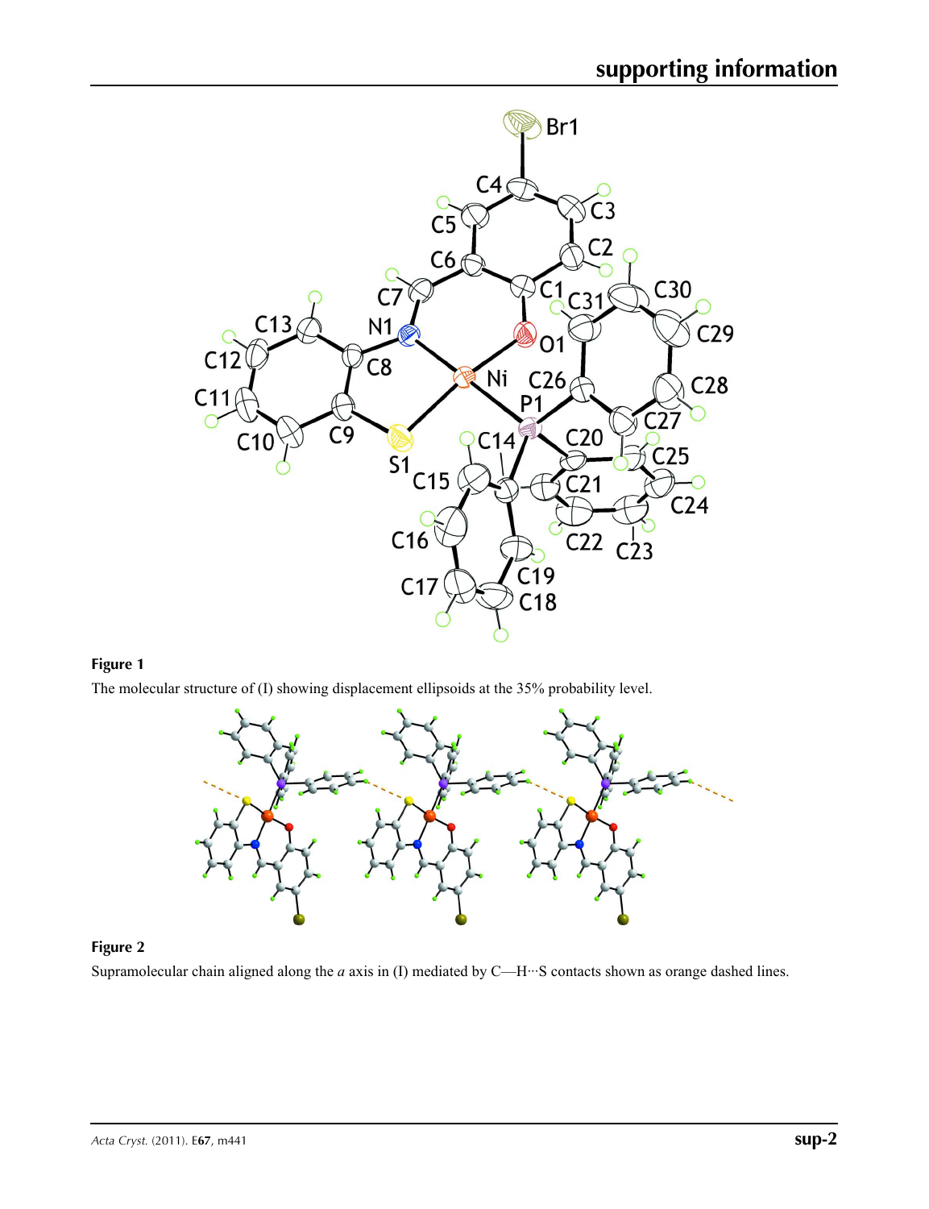**Figure 1**

The molecular structure of (I) showing displacement ellipsoids at the 35% probability level.

**Figure 2**

Supramolecular chain aligned along the *a* axis in (I) mediated by C—H···S contacts shown as orange dashed lines.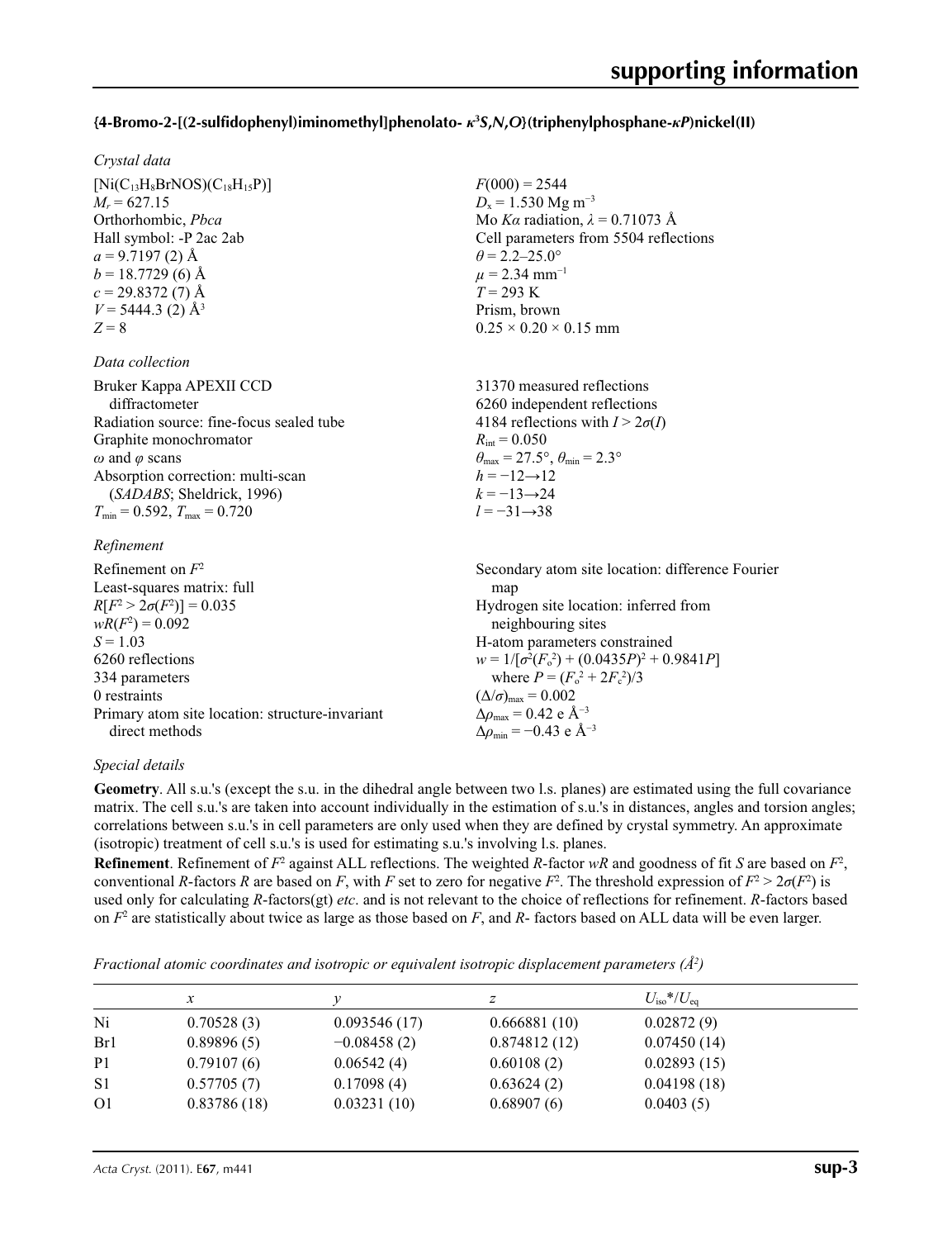### {4-Bromo-2-[(2-sulfidophenyl)iminomethyl]phenolato- $\kappa^3 S,N,O$}(triphenylphosphane-$\kappa P$)nickel(II)

#### *Crystal data*

$[Ni(C_{13}H_8BrNOS)(C_{18}H_{15}P)]$
$M_r = 627.15$
Orthorhombic, *Pbca*
Hall symbol: -P 2ac 2ab
$a = 9.7197$ (2) Å
$b = 18.7729$ (6) Å
$c = 29.8372$ (7) Å
$V = 5444.3$ (2) Å$^3$
$Z = 8$
$F(000) = 2544$
$D_x = 1.530$ Mg m$^{-3}$
Mo $K\alpha$ radiation, $\lambda = 0.71073$ Å
Cell parameters from 5504 reflections
$\theta = 2.2$–$25.0°$
$\mu = 2.34$ mm$^{-1}$
$T = 293$ K
Prism, brown
$0.25 \times 0.20 \times 0.15$ mm

#### *Data collection*

Bruker Kappa APEXII CCD diffractometer
Radiation source: fine-focus sealed tube
Graphite monochromator
$\omega$ and $\varphi$ scans
Absorption correction: multi-scan (*SADABS*; Sheldrick, 1996)
$T_{min} = 0.592$, $T_{max} = 0.720$
31370 measured reflections
6260 independent reflections
4184 reflections with $I > 2\sigma(I)$
$R_{int} = 0.050$
$\theta_{max} = 27.5°$, $\theta_{min} = 2.3°$
$h = -12 \rightarrow 12$
$k = -13 \rightarrow 24$
$l = -31 \rightarrow 38$

#### *Refinement*

Refinement on $F^2$
Least-squares matrix: full
$R[F^2 > 2\sigma(F^2)] = 0.035$
$wR(F^2) = 0.092$
$S = 1.03$
6260 reflections
334 parameters
0 restraints
Primary atom site location: structure-invariant direct methods
Secondary atom site location: difference Fourier map
Hydrogen site location: inferred from neighbouring sites
H-atom parameters constrained
$w = 1/[\sigma^2(F_o^2) + (0.0435P)^2 + 0.9841P]$ where $P = (F_o^2 + 2F_c^2)/3$
$(\Delta/\sigma)_{max} = 0.002$
$\Delta\rho_{max} = 0.42$ e Å$^{-3}$
$\Delta\rho_{min} = -0.43$ e Å$^{-3}$

#### *Special details*

**Geometry**. All s.u.'s (except the s.u. in the dihedral angle between two l.s. planes) are estimated using the full covariance matrix. The cell s.u.'s are taken into account individually in the estimation of s.u.'s in distances, angles and torsion angles; correlations between s.u.'s in cell parameters are only used when they are defined by crystal symmetry. An approximate (isotropic) treatment of cell s.u.'s is used for estimating s.u.'s involving l.s. planes.

**Refinement**. Refinement of $F^2$ against ALL reflections. The weighted $R$-factor $wR$ and goodness of fit $S$ are based on $F^2$, conventional $R$-factors $R$ are based on $F$, with $F$ set to zero for negative $F^2$. The threshold expression of $F^2 > 2\sigma(F^2)$ is used only for calculating $R$-factors(gt) *etc*. and is not relevant to the choice of reflections for refinement. $R$-factors based on $F^2$ are statistically about twice as large as those based on $F$, and $R$- factors based on ALL data will be even larger.

*Fractional atomic coordinates and isotropic or equivalent isotropic displacement parameters (Å$^2$)*

| | $x$ | $y$ | $z$ | $U_{iso}$*/$U_{eq}$ |
|---|---|---|---|---|
| Ni | 0.70528 (3) | 0.093546 (17) | 0.666881 (10) | 0.02872 (9) |
| Br1 | 0.89896 (5) | −0.08458 (2) | 0.874812 (12) | 0.07450 (14) |
| P1 | 0.79107 (6) | 0.06542 (4) | 0.60108 (2) | 0.02893 (15) |
| S1 | 0.57705 (7) | 0.17098 (4) | 0.63624 (2) | 0.04198 (18) |
| O1 | 0.83786 (18) | 0.03231 (10) | 0.68907 (6) | 0.0403 (5) |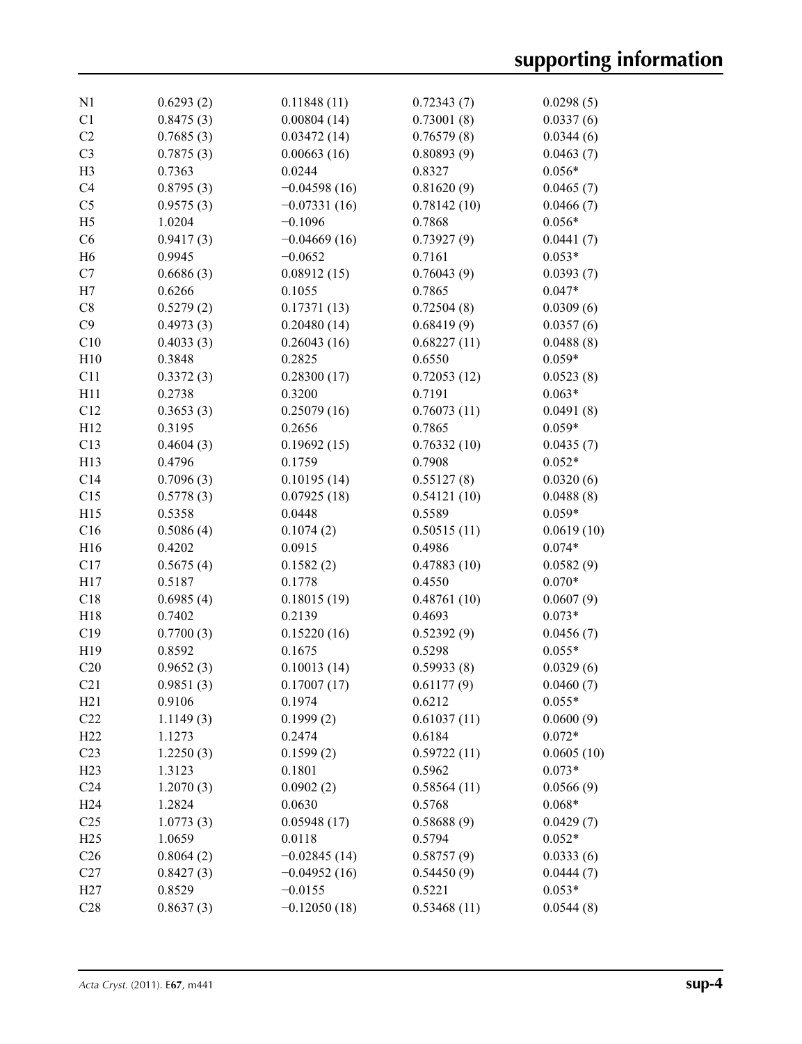| | | | | |
|---|---|---|---|---|
| N1 | 0.6293 (2) | 0.11848 (11) | 0.72343 (7) | 0.0298 (5) |
| C1 | 0.8475 (3) | 0.00804 (14) | 0.73001 (8) | 0.0337 (6) |
| C2 | 0.7685 (3) | 0.03472 (14) | 0.76579 (8) | 0.0344 (6) |
| C3 | 0.7875 (3) | 0.00663 (16) | 0.80893 (9) | 0.0463 (7) |
| H3 | 0.7363 | 0.0244 | 0.8327 | 0.056* |
| C4 | 0.8795 (3) | −0.04598 (16) | 0.81620 (9) | 0.0465 (7) |
| C5 | 0.9575 (3) | −0.07331 (16) | 0.78142 (10) | 0.0466 (7) |
| H5 | 1.0204 | −0.1096 | 0.7868 | 0.056* |
| C6 | 0.9417 (3) | −0.04669 (16) | 0.73927 (9) | 0.0441 (7) |
| H6 | 0.9945 | −0.0652 | 0.7161 | 0.053* |
| C7 | 0.6686 (3) | 0.08912 (15) | 0.76043 (9) | 0.0393 (7) |
| H7 | 0.6266 | 0.1055 | 0.7865 | 0.047* |
| C8 | 0.5279 (2) | 0.17371 (13) | 0.72504 (8) | 0.0309 (6) |
| C9 | 0.4973 (3) | 0.20480 (14) | 0.68419 (9) | 0.0357 (6) |
| C10 | 0.4033 (3) | 0.26043 (16) | 0.68227 (11) | 0.0488 (8) |
| H10 | 0.3848 | 0.2825 | 0.6550 | 0.059* |
| C11 | 0.3372 (3) | 0.28300 (17) | 0.72053 (12) | 0.0523 (8) |
| H11 | 0.2738 | 0.3200 | 0.7191 | 0.063* |
| C12 | 0.3653 (3) | 0.25079 (16) | 0.76073 (11) | 0.0491 (8) |
| H12 | 0.3195 | 0.2656 | 0.7865 | 0.059* |
| C13 | 0.4604 (3) | 0.19692 (15) | 0.76332 (10) | 0.0435 (7) |
| H13 | 0.4796 | 0.1759 | 0.7908 | 0.052* |
| C14 | 0.7096 (3) | 0.10195 (14) | 0.55127 (8) | 0.0320 (6) |
| C15 | 0.5778 (3) | 0.07925 (18) | 0.54121 (10) | 0.0488 (8) |
| H15 | 0.5358 | 0.0448 | 0.5589 | 0.059* |
| C16 | 0.5086 (4) | 0.1074 (2) | 0.50515 (11) | 0.0619 (10) |
| H16 | 0.4202 | 0.0915 | 0.4986 | 0.074* |
| C17 | 0.5675 (4) | 0.1582 (2) | 0.47883 (10) | 0.0582 (9) |
| H17 | 0.5187 | 0.1778 | 0.4550 | 0.070* |
| C18 | 0.6985 (4) | 0.18015 (19) | 0.48761 (10) | 0.0607 (9) |
| H18 | 0.7402 | 0.2139 | 0.4693 | 0.073* |
| C19 | 0.7700 (3) | 0.15220 (16) | 0.52392 (9) | 0.0456 (7) |
| H19 | 0.8592 | 0.1675 | 0.5298 | 0.055* |
| C20 | 0.9652 (3) | 0.10013 (14) | 0.59933 (8) | 0.0329 (6) |
| C21 | 0.9851 (3) | 0.17007 (17) | 0.61177 (9) | 0.0460 (7) |
| H21 | 0.9106 | 0.1974 | 0.6212 | 0.055* |
| C22 | 1.1149 (3) | 0.1999 (2) | 0.61037 (11) | 0.0600 (9) |
| H22 | 1.1273 | 0.2474 | 0.6184 | 0.072* |
| C23 | 1.2250 (3) | 0.1599 (2) | 0.59722 (11) | 0.0605 (10) |
| H23 | 1.3123 | 0.1801 | 0.5962 | 0.073* |
| C24 | 1.2070 (3) | 0.0902 (2) | 0.58564 (11) | 0.0566 (9) |
| H24 | 1.2824 | 0.0630 | 0.5768 | 0.068* |
| C25 | 1.0773 (3) | 0.05948 (17) | 0.58688 (9) | 0.0429 (7) |
| H25 | 1.0659 | 0.0118 | 0.5794 | 0.052* |
| C26 | 0.8064 (2) | −0.02845 (14) | 0.58757 (9) | 0.0333 (6) |
| C27 | 0.8427 (3) | −0.04952 (16) | 0.54450 (9) | 0.0444 (7) |
| H27 | 0.8529 | −0.0155 | 0.5221 | 0.053* |
| C28 | 0.8637 (3) | −0.12050 (18) | 0.53468 (11) | 0.0544 (8) |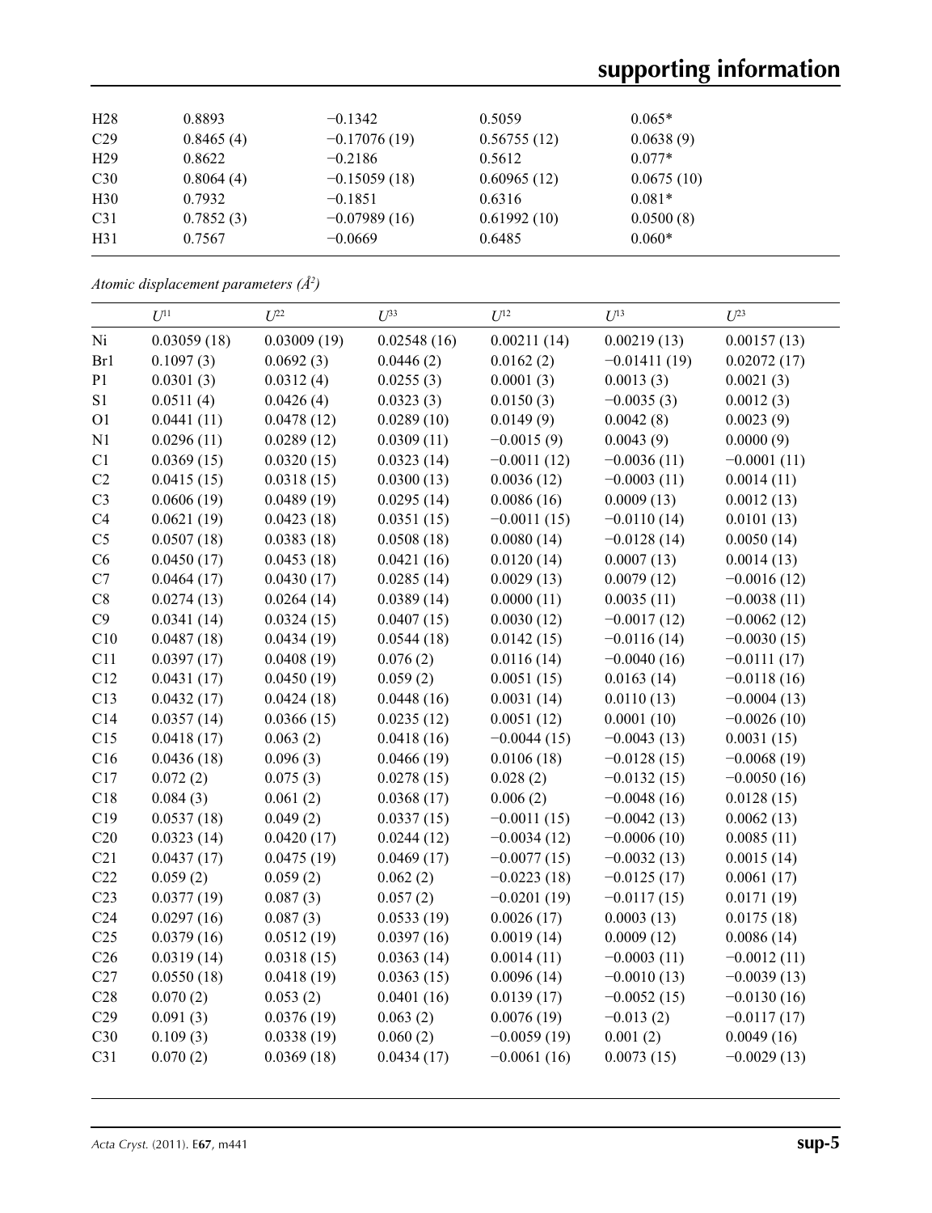| | | | | |
|---|---|---|---|---|
| H28 | 0.8893 | −0.1342 | 0.5059 | 0.065* |
| C29 | 0.8465 (4) | −0.17076 (19) | 0.56755 (12) | 0.0638 (9) |
| H29 | 0.8622 | −0.2186 | 0.5612 | 0.077* |
| C30 | 0.8064 (4) | −0.15059 (18) | 0.60965 (12) | 0.0675 (10) |
| H30 | 0.7932 | −0.1851 | 0.6316 | 0.081* |
| C31 | 0.7852 (3) | −0.07989 (16) | 0.61992 (10) | 0.0500 (8) |
| H31 | 0.7567 | −0.0669 | 0.6485 | 0.060* |

*Atomic displacement parameters (Å$^2$)*

| | $U^{11}$ | $U^{22}$ | $U^{33}$ | $U^{12}$ | $U^{13}$ | $U^{23}$ |
|---|---|---|---|---|---|---|
| Ni | 0.03059 (18) | 0.03009 (19) | 0.02548 (16) | 0.00211 (14) | 0.00219 (13) | 0.00157 (13) |
| Br1 | 0.1097 (3) | 0.0692 (3) | 0.0446 (2) | 0.0162 (2) | −0.01411 (19) | 0.02072 (17) |
| P1 | 0.0301 (3) | 0.0312 (4) | 0.0255 (3) | 0.0001 (3) | 0.0013 (3) | 0.0021 (3) |
| S1 | 0.0511 (4) | 0.0426 (4) | 0.0323 (3) | 0.0150 (3) | −0.0035 (3) | 0.0012 (3) |
| O1 | 0.0441 (11) | 0.0478 (12) | 0.0289 (10) | 0.0149 (9) | 0.0042 (8) | 0.0023 (9) |
| N1 | 0.0296 (11) | 0.0289 (12) | 0.0309 (11) | −0.0015 (9) | 0.0043 (9) | 0.0000 (9) |
| C1 | 0.0369 (15) | 0.0320 (15) | 0.0323 (14) | −0.0011 (12) | −0.0036 (11) | −0.0001 (11) |
| C2 | 0.0415 (15) | 0.0318 (15) | 0.0300 (13) | 0.0036 (12) | −0.0003 (11) | 0.0014 (11) |
| C3 | 0.0606 (19) | 0.0489 (19) | 0.0295 (14) | 0.0086 (16) | 0.0009 (13) | 0.0012 (13) |
| C4 | 0.0621 (19) | 0.0423 (18) | 0.0351 (15) | −0.0011 (15) | −0.0110 (14) | 0.0101 (13) |
| C5 | 0.0507 (18) | 0.0383 (18) | 0.0508 (18) | 0.0080 (14) | −0.0128 (14) | 0.0050 (14) |
| C6 | 0.0450 (17) | 0.0453 (18) | 0.0421 (16) | 0.0120 (14) | 0.0007 (13) | 0.0014 (13) |
| C7 | 0.0464 (17) | 0.0430 (17) | 0.0285 (14) | 0.0029 (13) | 0.0079 (12) | −0.0016 (12) |
| C8 | 0.0274 (13) | 0.0264 (14) | 0.0389 (14) | 0.0000 (11) | 0.0035 (11) | −0.0038 (11) |
| C9 | 0.0341 (14) | 0.0324 (15) | 0.0407 (15) | 0.0030 (12) | −0.0017 (12) | −0.0062 (12) |
| C10 | 0.0487 (18) | 0.0434 (19) | 0.0544 (18) | 0.0142 (15) | −0.0116 (14) | −0.0030 (15) |
| C11 | 0.0397 (17) | 0.0408 (19) | 0.076 (2) | 0.0116 (14) | −0.0040 (16) | −0.0111 (17) |
| C12 | 0.0431 (17) | 0.0450 (19) | 0.059 (2) | 0.0051 (15) | 0.0163 (14) | −0.0118 (16) |
| C13 | 0.0432 (17) | 0.0424 (18) | 0.0448 (16) | 0.0031 (14) | 0.0110 (13) | −0.0004 (13) |
| C14 | 0.0357 (14) | 0.0366 (15) | 0.0235 (12) | 0.0051 (12) | 0.0001 (10) | −0.0026 (10) |
| C15 | 0.0418 (17) | 0.063 (2) | 0.0418 (16) | −0.0044 (15) | −0.0043 (13) | 0.0031 (15) |
| C16 | 0.0436 (18) | 0.096 (3) | 0.0466 (19) | 0.0106 (18) | −0.0128 (15) | −0.0068 (19) |
| C17 | 0.072 (2) | 0.075 (3) | 0.0278 (15) | 0.028 (2) | −0.0132 (15) | −0.0050 (16) |
| C18 | 0.084 (3) | 0.061 (2) | 0.0368 (17) | 0.006 (2) | −0.0048 (16) | 0.0128 (15) |
| C19 | 0.0537 (18) | 0.049 (2) | 0.0337 (15) | −0.0011 (15) | −0.0042 (13) | 0.0062 (13) |
| C20 | 0.0323 (14) | 0.0420 (17) | 0.0244 (12) | −0.0034 (12) | −0.0006 (10) | 0.0085 (11) |
| C21 | 0.0437 (17) | 0.0475 (19) | 0.0469 (17) | −0.0077 (15) | −0.0032 (13) | 0.0015 (14) |
| C22 | 0.059 (2) | 0.059 (2) | 0.062 (2) | −0.0223 (18) | −0.0125 (17) | 0.0061 (17) |
| C23 | 0.0377 (19) | 0.087 (3) | 0.057 (2) | −0.0201 (19) | −0.0117 (15) | 0.0171 (19) |
| C24 | 0.0297 (16) | 0.087 (3) | 0.0533 (19) | 0.0026 (17) | 0.0003 (13) | 0.0175 (18) |
| C25 | 0.0379 (16) | 0.0512 (19) | 0.0397 (16) | 0.0019 (14) | 0.0009 (12) | 0.0086 (14) |
| C26 | 0.0319 (14) | 0.0318 (15) | 0.0363 (14) | 0.0014 (11) | −0.0003 (11) | −0.0012 (11) |
| C27 | 0.0550 (18) | 0.0418 (19) | 0.0363 (15) | 0.0096 (14) | −0.0010 (13) | −0.0039 (13) |
| C28 | 0.070 (2) | 0.053 (2) | 0.0401 (16) | 0.0139 (17) | −0.0052 (15) | −0.0130 (16) |
| C29 | 0.091 (3) | 0.0376 (19) | 0.063 (2) | 0.0076 (19) | −0.013 (2) | −0.0117 (17) |
| C30 | 0.109 (3) | 0.0338 (19) | 0.060 (2) | −0.0059 (19) | 0.001 (2) | 0.0049 (16) |
| C31 | 0.070 (2) | 0.0369 (18) | 0.0434 (17) | −0.0061 (16) | 0.0073 (15) | −0.0029 (13) |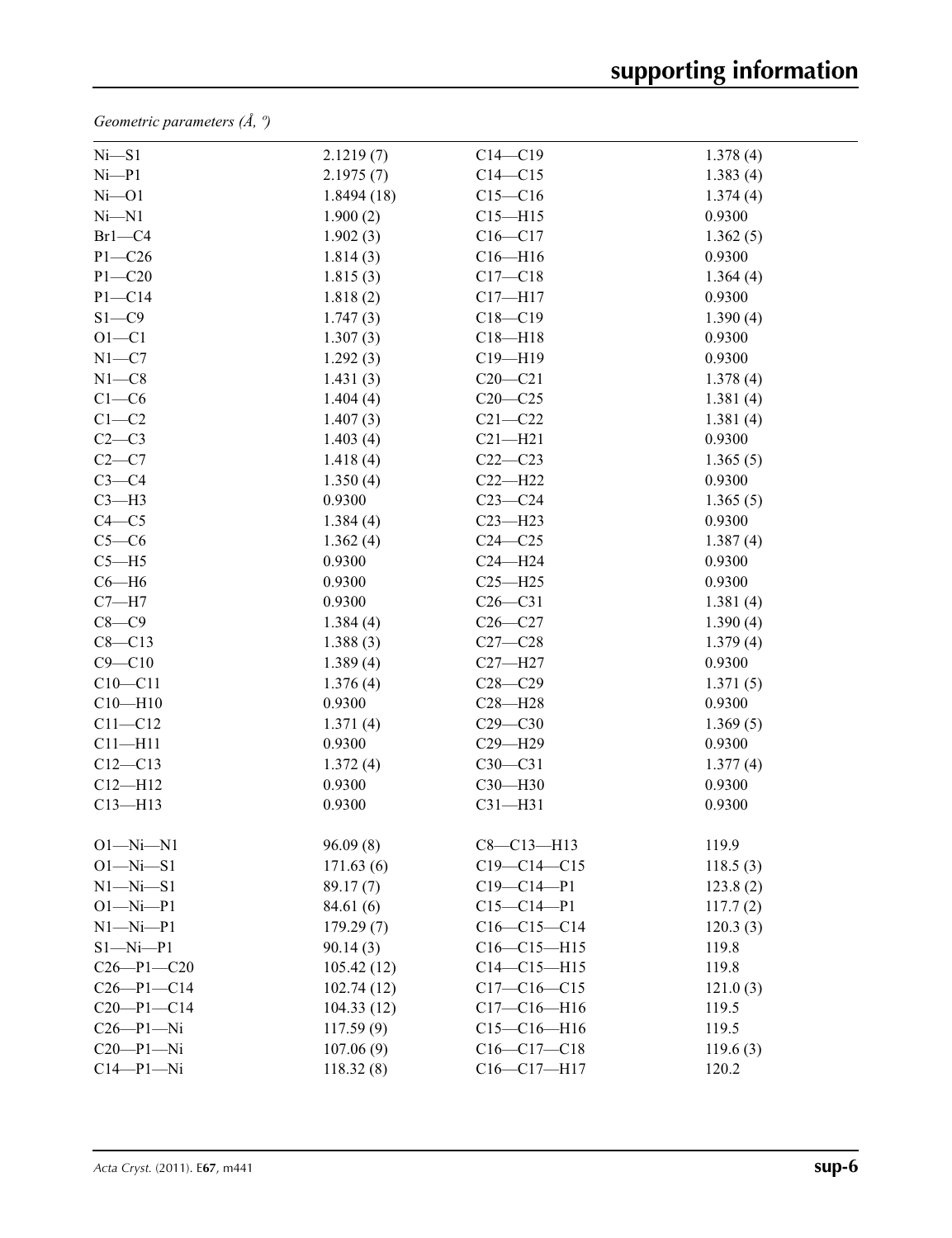*Geometric parameters (Å, º)*

| | | | |
|---|---|---|---|
| Ni—S1 | 2.1219 (7) | C14—C19 | 1.378 (4) |
| Ni—P1 | 2.1975 (7) | C14—C15 | 1.383 (4) |
| Ni—O1 | 1.8494 (18) | C15—C16 | 1.374 (4) |
| Ni—N1 | 1.900 (2) | C15—H15 | 0.9300 |
| Br1—C4 | 1.902 (3) | C16—C17 | 1.362 (5) |
| P1—C26 | 1.814 (3) | C16—H16 | 0.9300 |
| P1—C20 | 1.815 (3) | C17—C18 | 1.364 (4) |
| P1—C14 | 1.818 (2) | C17—H17 | 0.9300 |
| S1—C9 | 1.747 (3) | C18—C19 | 1.390 (4) |
| O1—C1 | 1.307 (3) | C18—H18 | 0.9300 |
| N1—C7 | 1.292 (3) | C19—H19 | 0.9300 |
| N1—C8 | 1.431 (3) | C20—C21 | 1.378 (4) |
| C1—C6 | 1.404 (4) | C20—C25 | 1.381 (4) |
| C1—C2 | 1.407 (3) | C21—C22 | 1.381 (4) |
| C2—C3 | 1.403 (4) | C21—H21 | 0.9300 |
| C2—C7 | 1.418 (4) | C22—C23 | 1.365 (5) |
| C3—C4 | 1.350 (4) | C22—H22 | 0.9300 |
| C3—H3 | 0.9300 | C23—C24 | 1.365 (5) |
| C4—C5 | 1.384 (4) | C23—H23 | 0.9300 |
| C5—C6 | 1.362 (4) | C24—C25 | 1.387 (4) |
| C5—H5 | 0.9300 | C24—H24 | 0.9300 |
| C6—H6 | 0.9300 | C25—H25 | 0.9300 |
| C7—H7 | 0.9300 | C26—C31 | 1.381 (4) |
| C8—C9 | 1.384 (4) | C26—C27 | 1.390 (4) |
| C8—C13 | 1.388 (3) | C27—C28 | 1.379 (4) |
| C9—C10 | 1.389 (4) | C27—H27 | 0.9300 |
| C10—C11 | 1.376 (4) | C28—C29 | 1.371 (5) |
| C10—H10 | 0.9300 | C28—H28 | 0.9300 |
| C11—C12 | 1.371 (4) | C29—C30 | 1.369 (5) |
| C11—H11 | 0.9300 | C29—H29 | 0.9300 |
| C12—C13 | 1.372 (4) | C30—C31 | 1.377 (4) |
| C12—H12 | 0.9300 | C30—H30 | 0.9300 |
| C13—H13 | 0.9300 | C31—H31 | 0.9300 |
| | | | |
| O1—Ni—N1 | 96.09 (8) | C8—C13—H13 | 119.9 |
| O1—Ni—S1 | 171.63 (6) | C19—C14—C15 | 118.5 (3) |
| N1—Ni—S1 | 89.17 (7) | C19—C14—P1 | 123.8 (2) |
| O1—Ni—P1 | 84.61 (6) | C15—C14—P1 | 117.7 (2) |
| N1—Ni—P1 | 179.29 (7) | C16—C15—C14 | 120.3 (3) |
| S1—Ni—P1 | 90.14 (3) | C16—C15—H15 | 119.8 |
| C26—P1—C20 | 105.42 (12) | C14—C15—H15 | 119.8 |
| C26—P1—C14 | 102.74 (12) | C17—C16—C15 | 121.0 (3) |
| C20—P1—C14 | 104.33 (12) | C17—C16—H16 | 119.5 |
| C26—P1—Ni | 117.59 (9) | C15—C16—H16 | 119.5 |
| C20—P1—Ni | 107.06 (9) | C16—C17—C18 | 119.6 (3) |
| C14—P1—Ni | 118.32 (8) | C16—C17—H17 | 120.2 |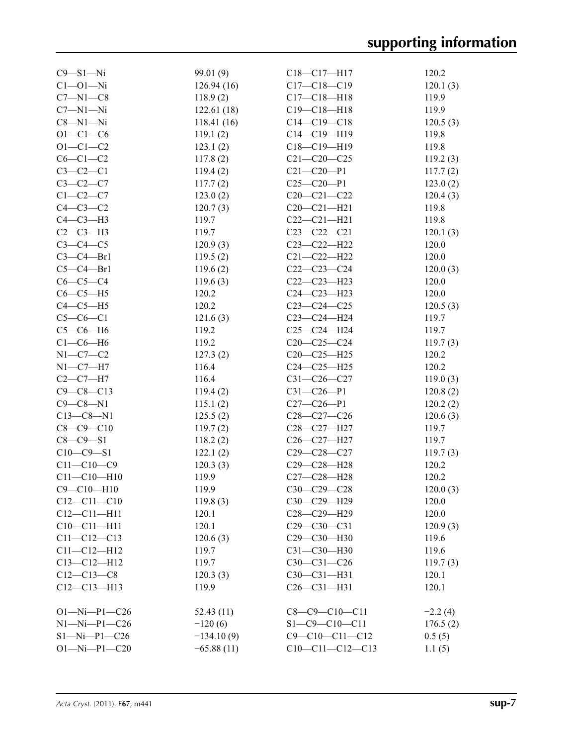| | | | |
|---|---|---|---|
| C9—S1—Ni | 99.01 (9) | C18—C17—H17 | 120.2 |
| C1—O1—Ni | 126.94 (16) | C17—C18—C19 | 120.1 (3) |
| C7—N1—C8 | 118.9 (2) | C17—C18—H18 | 119.9 |
| C7—N1—Ni | 122.61 (18) | C19—C18—H18 | 119.9 |
| C8—N1—Ni | 118.41 (16) | C14—C19—C18 | 120.5 (3) |
| O1—C1—C6 | 119.1 (2) | C14—C19—H19 | 119.8 |
| O1—C1—C2 | 123.1 (2) | C18—C19—H19 | 119.8 |
| C6—C1—C2 | 117.8 (2) | C21—C20—C25 | 119.2 (3) |
| C3—C2—C1 | 119.4 (2) | C21—C20—P1 | 117.7 (2) |
| C3—C2—C7 | 117.7 (2) | C25—C20—P1 | 123.0 (2) |
| C1—C2—C7 | 123.0 (2) | C20—C21—C22 | 120.4 (3) |
| C4—C3—C2 | 120.7 (3) | C20—C21—H21 | 119.8 |
| C4—C3—H3 | 119.7 | C22—C21—H21 | 119.8 |
| C2—C3—H3 | 119.7 | C23—C22—C21 | 120.1 (3) |
| C3—C4—C5 | 120.9 (3) | C23—C22—H22 | 120.0 |
| C3—C4—Br1 | 119.5 (2) | C21—C22—H22 | 120.0 |
| C5—C4—Br1 | 119.6 (2) | C22—C23—C24 | 120.0 (3) |
| C6—C5—C4 | 119.6 (3) | C22—C23—H23 | 120.0 |
| C6—C5—H5 | 120.2 | C24—C23—H23 | 120.0 |
| C4—C5—H5 | 120.2 | C23—C24—C25 | 120.5 (3) |
| C5—C6—C1 | 121.6 (3) | C23—C24—H24 | 119.7 |
| C5—C6—H6 | 119.2 | C25—C24—H24 | 119.7 |
| C1—C6—H6 | 119.2 | C20—C25—C24 | 119.7 (3) |
| N1—C7—C2 | 127.3 (2) | C20—C25—H25 | 120.2 |
| N1—C7—H7 | 116.4 | C24—C25—H25 | 120.2 |
| C2—C7—H7 | 116.4 | C31—C26—C27 | 119.0 (3) |
| C9—C8—C13 | 119.4 (2) | C31—C26—P1 | 120.8 (2) |
| C9—C8—N1 | 115.1 (2) | C27—C26—P1 | 120.2 (2) |
| C13—C8—N1 | 125.5 (2) | C28—C27—C26 | 120.6 (3) |
| C8—C9—C10 | 119.7 (2) | C28—C27—H27 | 119.7 |
| C8—C9—S1 | 118.2 (2) | C26—C27—H27 | 119.7 |
| C10—C9—S1 | 122.1 (2) | C29—C28—C27 | 119.7 (3) |
| C11—C10—C9 | 120.3 (3) | C29—C28—H28 | 120.2 |
| C11—C10—H10 | 119.9 | C27—C28—H28 | 120.2 |
| C9—C10—H10 | 119.9 | C30—C29—C28 | 120.0 (3) |
| C12—C11—C10 | 119.8 (3) | C30—C29—H29 | 120.0 |
| C12—C11—H11 | 120.1 | C28—C29—H29 | 120.0 |
| C10—C11—H11 | 120.1 | C29—C30—C31 | 120.9 (3) |
| C11—C12—C13 | 120.6 (3) | C29—C30—H30 | 119.6 |
| C11—C12—H12 | 119.7 | C31—C30—H30 | 119.6 |
| C13—C12—H12 | 119.7 | C30—C31—C26 | 119.7 (3) |
| C12—C13—C8 | 120.3 (3) | C30—C31—H31 | 120.1 |
| C12—C13—H13 | 119.9 | C26—C31—H31 | 120.1 |

| | | | |
|---|---|---|---|
| O1—Ni—P1—C26 | 52.43 (11) | C8—C9—C10—C11 | −2.2 (4) |
| N1—Ni—P1—C26 | −120 (6) | S1—C9—C10—C11 | 176.5 (2) |
| S1—Ni—P1—C26 | −134.10 (9) | C9—C10—C11—C12 | 0.5 (5) |
| O1—Ni—P1—C20 | −65.88 (11) | C10—C11—C12—C13 | 1.1 (5) |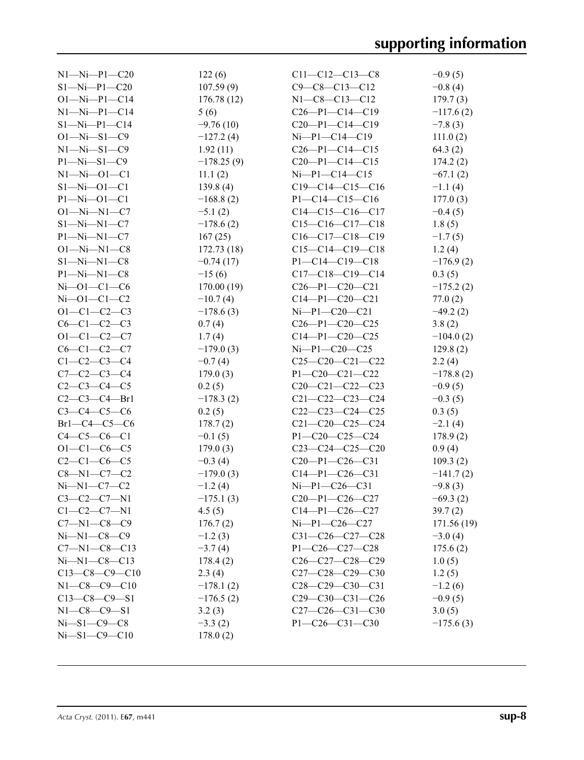| | | | |
|---|---|---|---|
| N1—Ni—P1—C20 | 122 (6) | C11—C12—C13—C8 | −0.9 (5) |
| S1—Ni—P1—C20 | 107.59 (9) | C9—C8—C13—C12 | −0.8 (4) |
| O1—Ni—P1—C14 | 176.78 (12) | N1—C8—C13—C12 | 179.7 (3) |
| N1—Ni—P1—C14 | 5 (6) | C26—P1—C14—C19 | −117.6 (2) |
| S1—Ni—P1—C14 | −9.76 (10) | C20—P1—C14—C19 | −7.8 (3) |
| O1—Ni—S1—C9 | −127.2 (4) | Ni—P1—C14—C19 | 111.0 (2) |
| N1—Ni—S1—C9 | 1.92 (11) | C26—P1—C14—C15 | 64.3 (2) |
| P1—Ni—S1—C9 | −178.25 (9) | C20—P1—C14—C15 | 174.2 (2) |
| N1—Ni—O1—C1 | 11.1 (2) | Ni—P1—C14—C15 | −67.1 (2) |
| S1—Ni—O1—C1 | 139.8 (4) | C19—C14—C15—C16 | −1.1 (4) |
| P1—Ni—O1—C1 | −168.8 (2) | P1—C14—C15—C16 | 177.0 (3) |
| O1—Ni—N1—C7 | −5.1 (2) | C14—C15—C16—C17 | −0.4 (5) |
| S1—Ni—N1—C7 | −178.6 (2) | C15—C16—C17—C18 | 1.8 (5) |
| P1—Ni—N1—C7 | 167 (25) | C16—C17—C18—C19 | −1.7 (5) |
| O1—Ni—N1—C8 | 172.73 (18) | C15—C14—C19—C18 | 1.2 (4) |
| S1—Ni—N1—C8 | −0.74 (17) | P1—C14—C19—C18 | −176.9 (2) |
| P1—Ni—N1—C8 | −15 (6) | C17—C18—C19—C14 | 0.3 (5) |
| Ni—O1—C1—C6 | 170.00 (19) | C26—P1—C20—C21 | −175.2 (2) |
| Ni—O1—C1—C2 | −10.7 (4) | C14—P1—C20—C21 | 77.0 (2) |
| O1—C1—C2—C3 | −178.6 (3) | Ni—P1—C20—C21 | −49.2 (2) |
| C6—C1—C2—C3 | 0.7 (4) | C26—P1—C20—C25 | 3.8 (2) |
| O1—C1—C2—C7 | 1.7 (4) | C14—P1—C20—C25 | −104.0 (2) |
| C6—C1—C2—C7 | −179.0 (3) | Ni—P1—C20—C25 | 129.8 (2) |
| C1—C2—C3—C4 | −0.7 (4) | C25—C20—C21—C22 | 2.2 (4) |
| C7—C2—C3—C4 | 179.0 (3) | P1—C20—C21—C22 | −178.8 (2) |
| C2—C3—C4—C5 | 0.2 (5) | C20—C21—C22—C23 | −0.9 (5) |
| C2—C3—C4—Br1 | −178.3 (2) | C21—C22—C23—C24 | −0.3 (5) |
| C3—C4—C5—C6 | 0.2 (5) | C22—C23—C24—C25 | 0.3 (5) |
| Br1—C4—C5—C6 | 178.7 (2) | C21—C20—C25—C24 | −2.1 (4) |
| C4—C5—C6—C1 | −0.1 (5) | P1—C20—C25—C24 | 178.9 (2) |
| O1—C1—C6—C5 | 179.0 (3) | C23—C24—C25—C20 | 0.9 (4) |
| C2—C1—C6—C5 | −0.3 (4) | C20—P1—C26—C31 | 109.3 (2) |
| C8—N1—C7—C2 | −179.0 (3) | C14—P1—C26—C31 | −141.7 (2) |
| Ni—N1—C7—C2 | −1.2 (4) | Ni—P1—C26—C31 | −9.8 (3) |
| C3—C2—C7—N1 | −175.1 (3) | C20—P1—C26—C27 | −69.3 (2) |
| C1—C2—C7—N1 | 4.5 (5) | C14—P1—C26—C27 | 39.7 (2) |
| C7—N1—C8—C9 | 176.7 (2) | Ni—P1—C26—C27 | 171.56 (19) |
| Ni—N1—C8—C9 | −1.2 (3) | C31—C26—C27—C28 | −3.0 (4) |
| C7—N1—C8—C13 | −3.7 (4) | P1—C26—C27—C28 | 175.6 (2) |
| Ni—N1—C8—C13 | 178.4 (2) | C26—C27—C28—C29 | 1.0 (5) |
| C13—C8—C9—C10 | 2.3 (4) | C27—C28—C29—C30 | 1.2 (5) |
| N1—C8—C9—C10 | −178.1 (2) | C28—C29—C30—C31 | −1.2 (6) |
| C13—C8—C9—S1 | −176.5 (2) | C29—C30—C31—C26 | −0.9 (5) |
| N1—C8—C9—S1 | 3.2 (3) | C27—C26—C31—C30 | 3.0 (5) |
| Ni—S1—C9—C8 | −3.3 (2) | P1—C26—C31—C30 | −175.6 (3) |
| Ni—S1—C9—C10 | 178.0 (2) | | |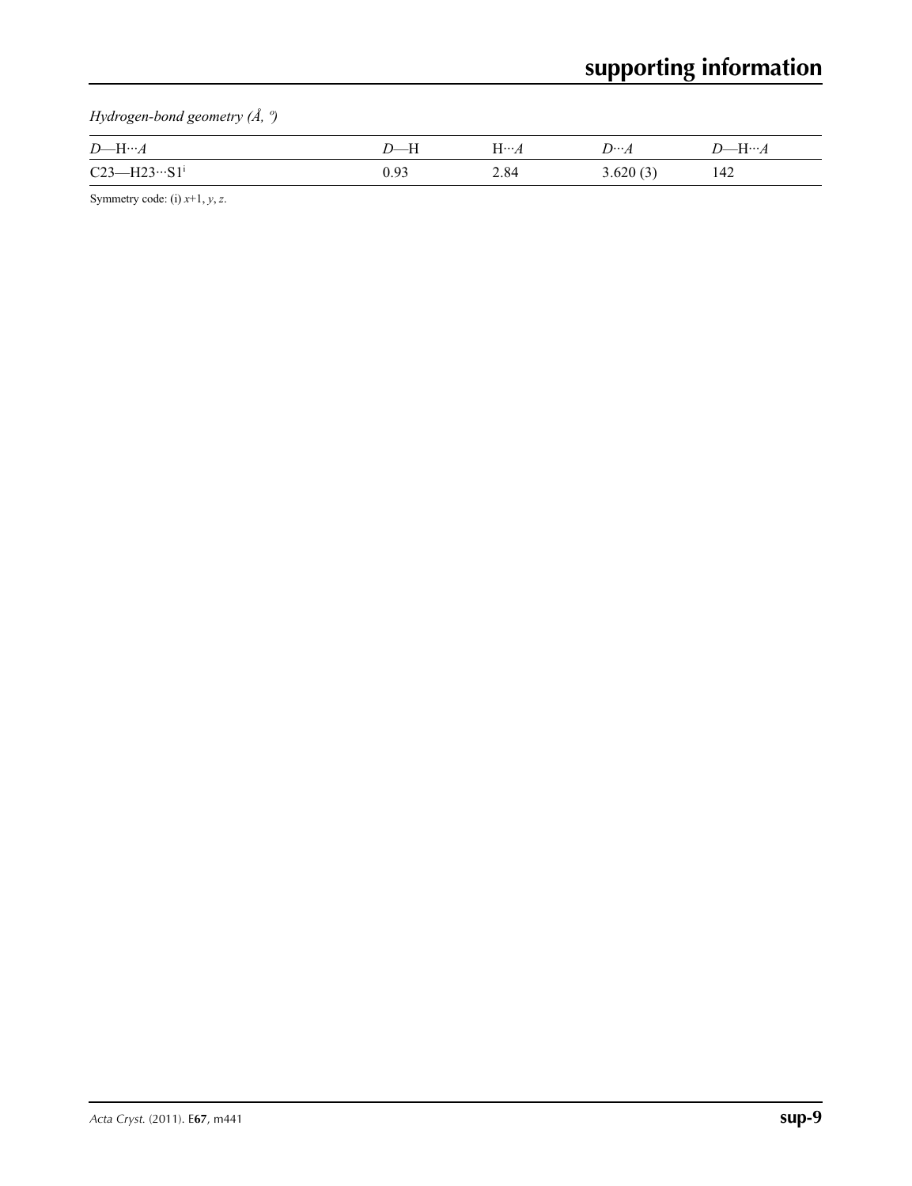*Hydrogen-bond geometry (Å, º)*

| *D*—H···*A* | *D*—H | H···*A* | *D*···*A* | *D*—H···*A* |
|---|---|---|---|---|
| C23—H23···S1[i] | 0.93 | 2.84 | 3.620 (3) | 142 |

Symmetry code: (i) *x*+1, *y*, *z*.